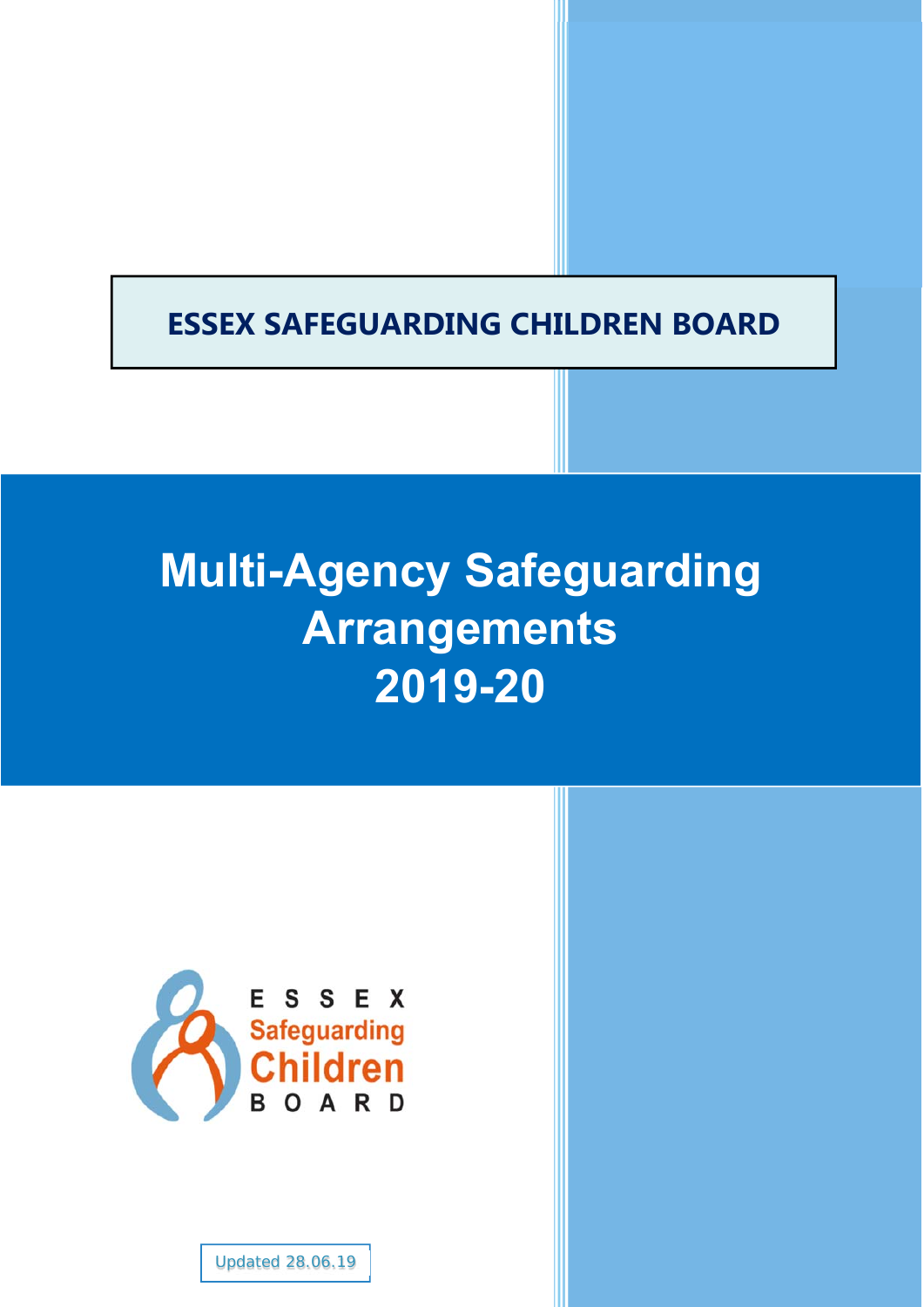**ESSEX SAFEGUARDING CHILDREN BOARD**

# Multi-Agency Safeguarding Arrangements 2019-20

ESSEX Safeguarding Children BOARD

Updated 28.06.19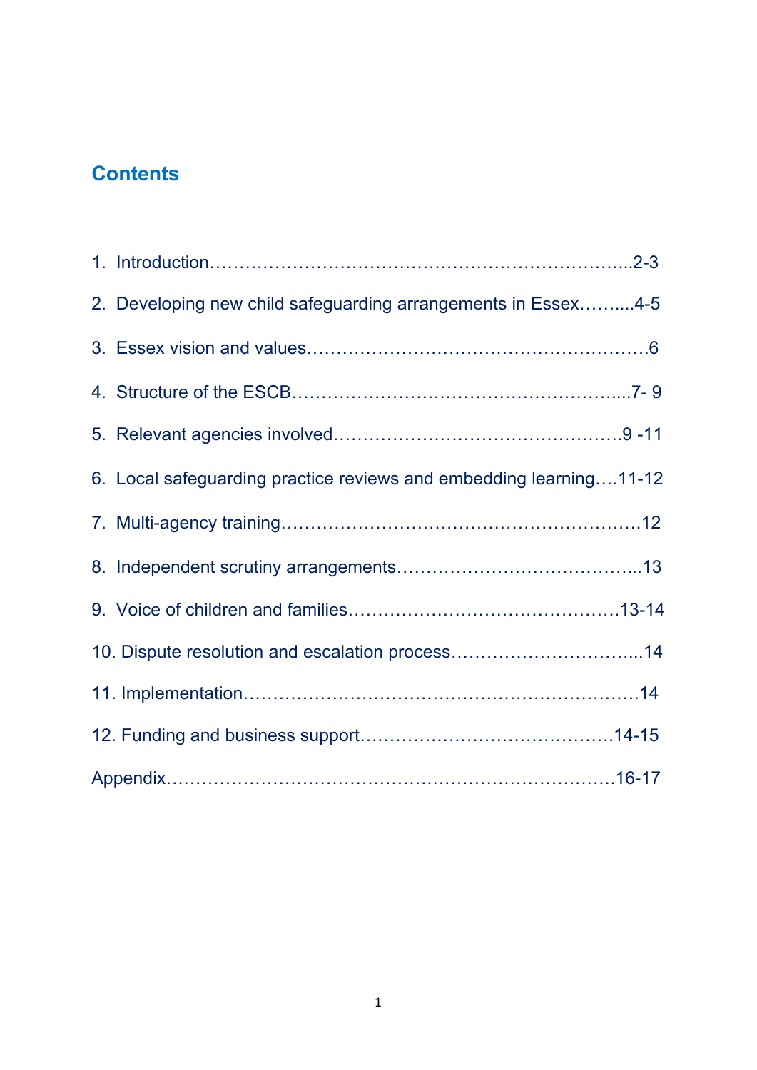# Contents

1. Introduction……………………………………………………………...2-3
2. Developing new child safeguarding arrangements in Essex……....4-5
3. Essex vision and values……………………………………………….6
4. Structure of the ESCB………………………………………………....7- 9
5. Relevant agencies involved…………………………………………9 -11
6. Local safeguarding practice reviews and embedding learning….11-12
7. Multi-agency training……………………………………………………12
8. Independent scrutiny arrangements…………………………………...13
9. Voice of children and families………………………………………13-14
10. Dispute resolution and escalation process…………………………...14
11. Implementation…………………………………………………………14
12. Funding and business support……………………………………14-15

Appendix………………………………………………………………….16-17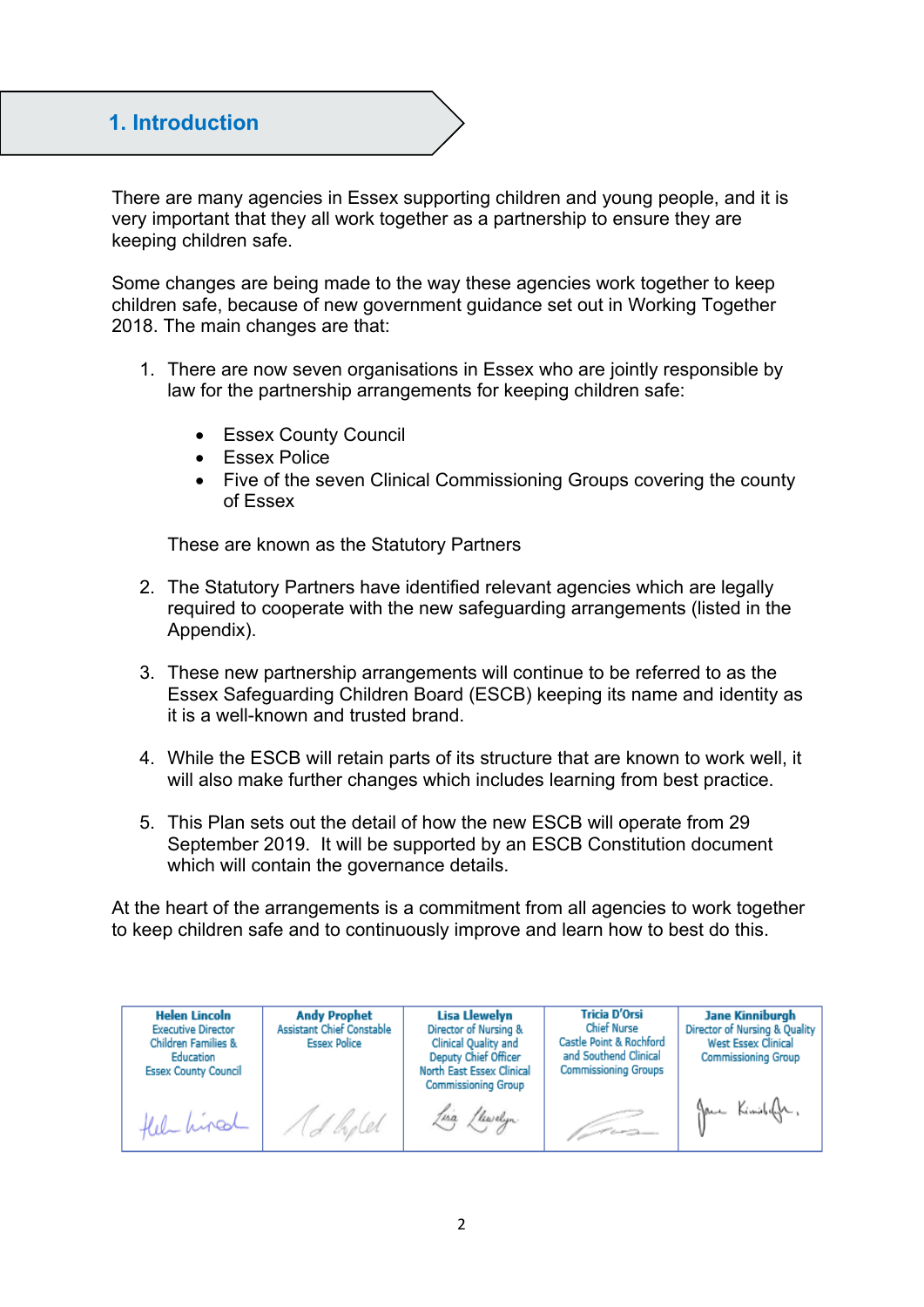## 1. Introduction

There are many agencies in Essex supporting children and young people, and it is very important that they all work together as a partnership to ensure they are keeping children safe.

Some changes are being made to the way these agencies work together to keep children safe, because of new government guidance set out in Working Together 2018. The main changes are that:

1. There are now seven organisations in Essex who are jointly responsible by law for the partnership arrangements for keeping children safe:

   - Essex County Council
   - Essex Police
   - Five of the seven Clinical Commissioning Groups covering the county of Essex

   These are known as the Statutory Partners

2. The Statutory Partners have identified relevant agencies which are legally required to cooperate with the new safeguarding arrangements (listed in the Appendix).

3. These new partnership arrangements will continue to be referred to as the Essex Safeguarding Children Board (ESCB) keeping its name and identity as it is a well-known and trusted brand.

4. While the ESCB will retain parts of its structure that are known to work well, it will also make further changes which includes learning from best practice.

5. This Plan sets out the detail of how the new ESCB will operate from 29 September 2019. It will be supported by an ESCB Constitution document which will contain the governance details.

At the heart of the arrangements is a commitment from all agencies to work together to keep children safe and to continuously improve and learn how to best do this.

| **Helen Lincoln**<br>Executive Director<br>Children Families & Education<br>Essex County Council | **Andy Prophet**<br>Assistant Chief Constable<br>Essex Police | **Lisa Llewelyn**<br>Director of Nursing & Clinical Quality and Deputy Chief Officer<br>North East Essex Clinical Commissioning Group | **Tricia D'Orsi**<br>Chief Nurse<br>Castle Point & Rochford and Southend Clinical Commissioning Groups | **Jane Kinniburgh**<br>Director of Nursing & Quality<br>West Essex Clinical Commissioning Group |
|---|---|---|---|---|
| [signature] | [signature] | [signature] | [signature] | [signature] |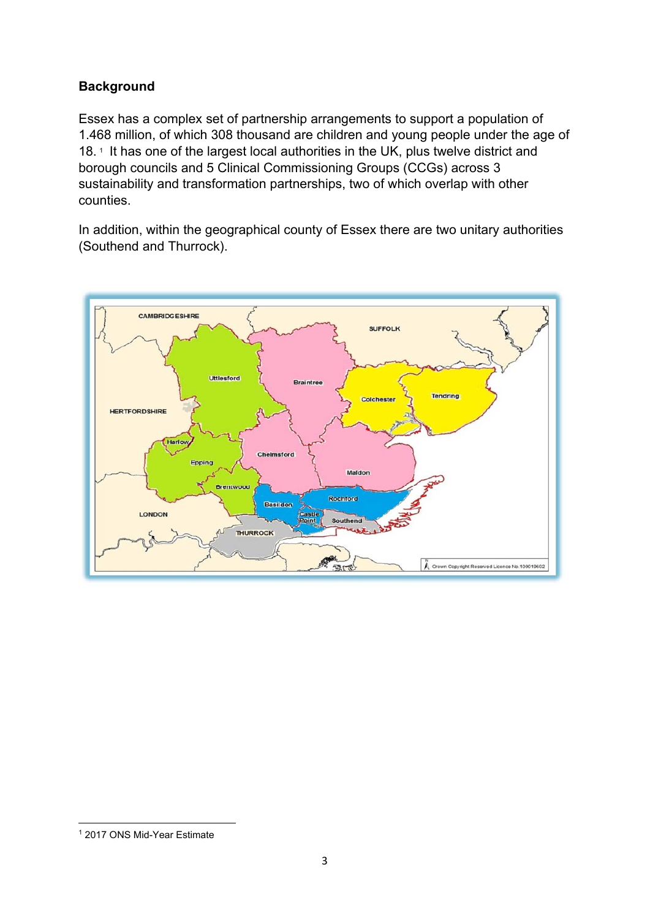## Background

Essex has a complex set of partnership arrangements to support a population of 1.468 million, of which 308 thousand are children and young people under the age of 18.[1] It has one of the largest local authorities in the UK, plus twelve district and borough councils and 5 Clinical Commissioning Groups (CCGs) across 3 sustainability and transformation partnerships, two of which overlap with other counties.

In addition, within the geographical county of Essex there are two unitary authorities (Southend and Thurrock).

[1] 2017 ONS Mid-Year Estimate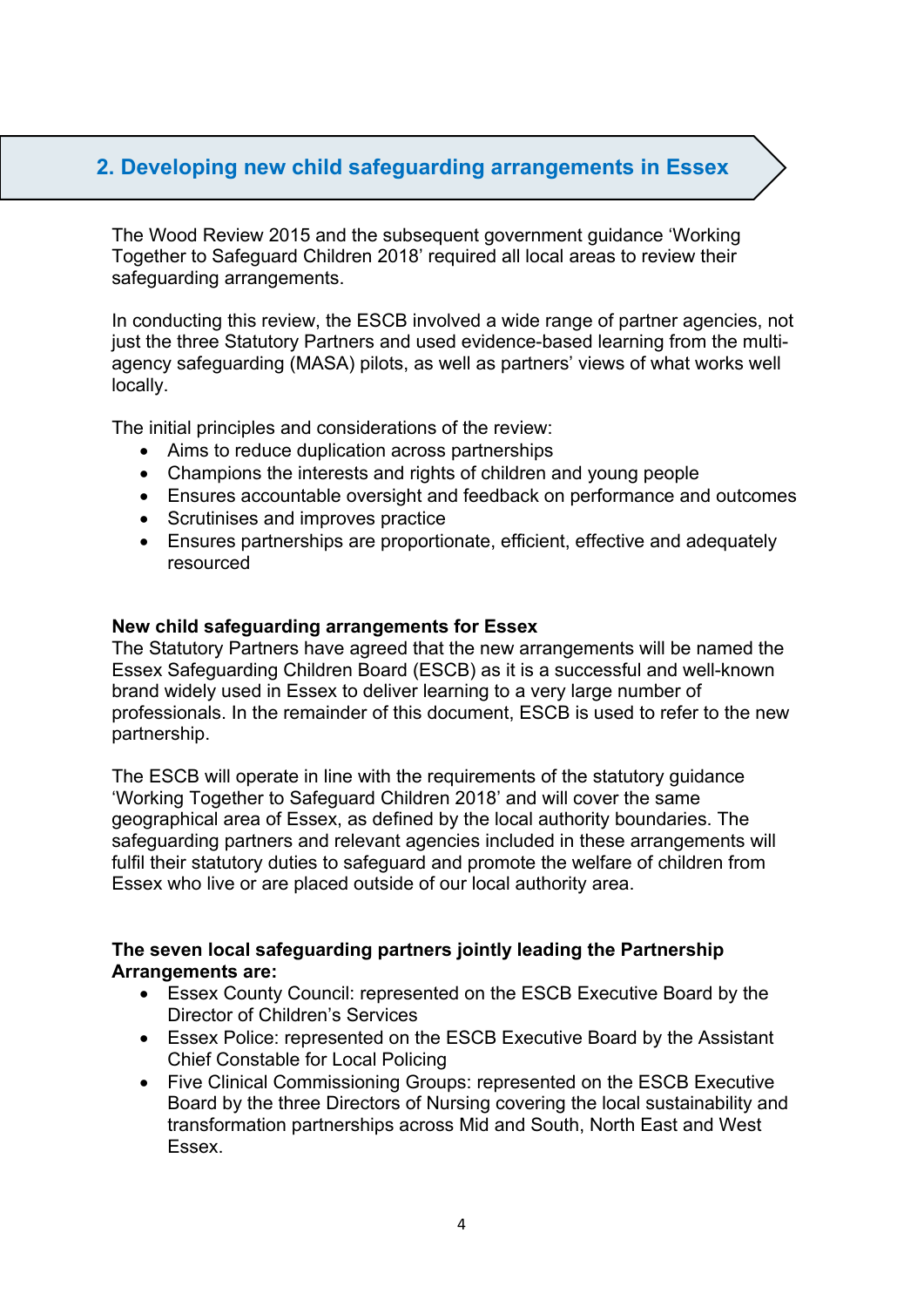## 2. Developing new child safeguarding arrangements in Essex

The Wood Review 2015 and the subsequent government guidance 'Working Together to Safeguard Children 2018' required all local areas to review their safeguarding arrangements.

In conducting this review, the ESCB involved a wide range of partner agencies, not just the three Statutory Partners and used evidence-based learning from the multi-agency safeguarding (MASA) pilots, as well as partners' views of what works well locally.

The initial principles and considerations of the review:

- Aims to reduce duplication across partnerships
- Champions the interests and rights of children and young people
- Ensures accountable oversight and feedback on performance and outcomes
- Scrutinises and improves practice
- Ensures partnerships are proportionate, efficient, effective and adequately resourced

**New child safeguarding arrangements for Essex**

The Statutory Partners have agreed that the new arrangements will be named the Essex Safeguarding Children Board (ESCB) as it is a successful and well-known brand widely used in Essex to deliver learning to a very large number of professionals. In the remainder of this document, ESCB is used to refer to the new partnership.

The ESCB will operate in line with the requirements of the statutory guidance 'Working Together to Safeguard Children 2018' and will cover the same geographical area of Essex, as defined by the local authority boundaries. The safeguarding partners and relevant agencies included in these arrangements will fulfil their statutory duties to safeguard and promote the welfare of children from Essex who live or are placed outside of our local authority area.

**The seven local safeguarding partners jointly leading the Partnership Arrangements are:**

- Essex County Council: represented on the ESCB Executive Board by the Director of Children's Services
- Essex Police: represented on the ESCB Executive Board by the Assistant Chief Constable for Local Policing
- Five Clinical Commissioning Groups: represented on the ESCB Executive Board by the three Directors of Nursing covering the local sustainability and transformation partnerships across Mid and South, North East and West Essex.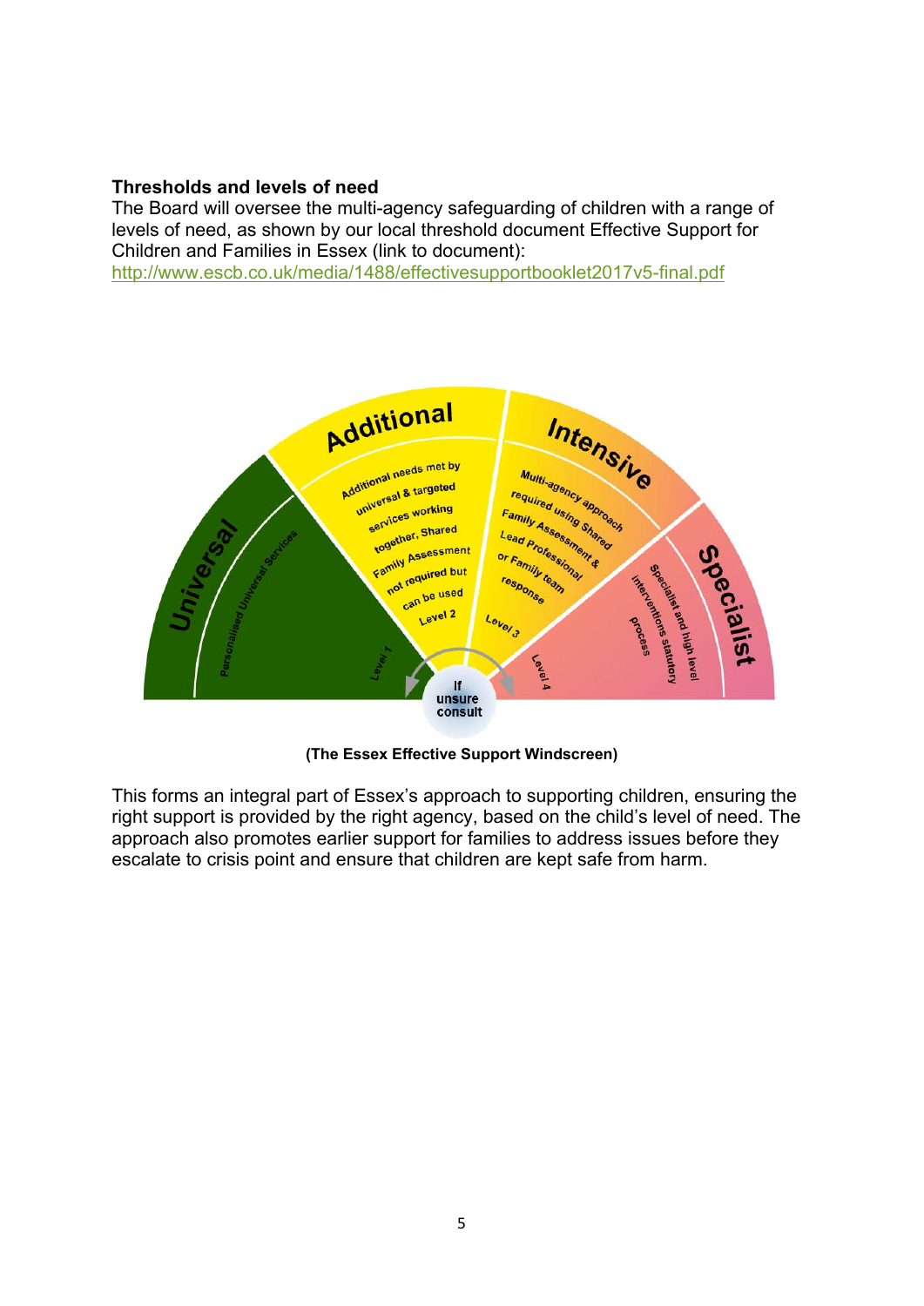**Thresholds and levels of need**

The Board will oversee the multi-agency safeguarding of children with a range of levels of need, as shown by our local threshold document Effective Support for Children and Families in Essex (link to document): http://www.escb.co.uk/media/1488/effectivesupportbooklet2017v5-final.pdf

Universal
Personalised Universal Services
Level 1

Additional
Additional needs met by universal & targeted services working together, Shared Family Assessment not required but can be used
Level 2

Intensive
Multi-agency approach required using Shared Family Assessment & Lead Professional or Family team response
Level 3

Specialist
Specialist and high level interventions statutory process
Level 4

If unsure consult

**(The Essex Effective Support Windscreen)**

This forms an integral part of Essex's approach to supporting children, ensuring the right support is provided by the right agency, based on the child's level of need. The approach also promotes earlier support for families to address issues before they escalate to crisis point and ensure that children are kept safe from harm.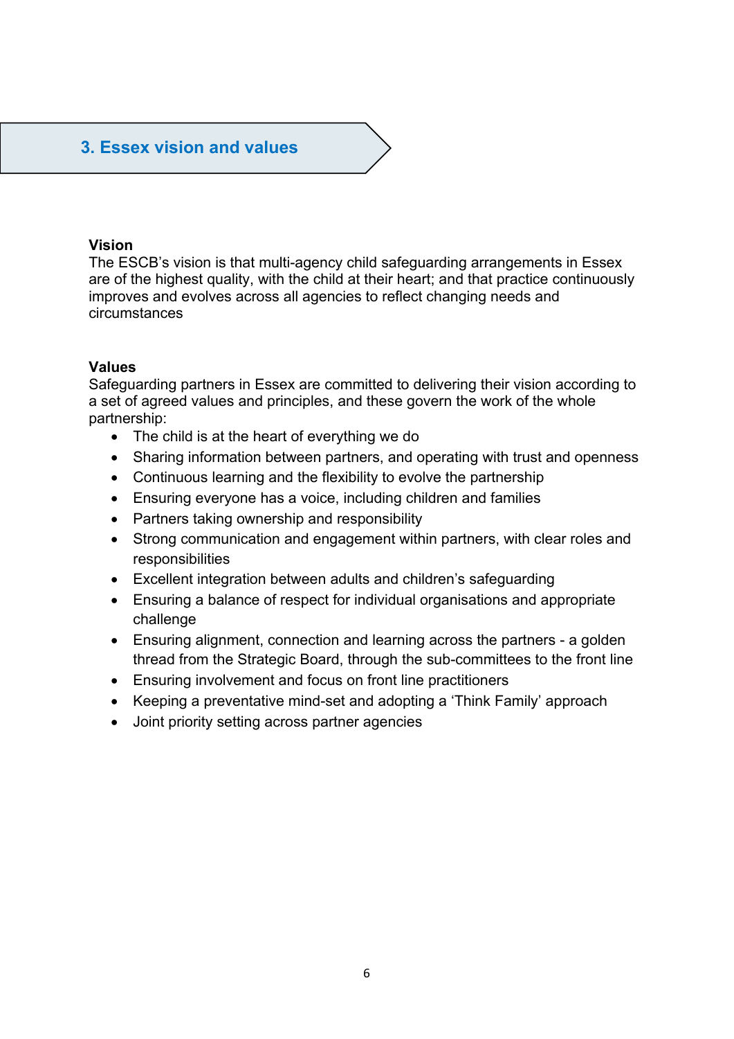## 3. Essex vision and values

**Vision**

The ESCB's vision is that multi-agency child safeguarding arrangements in Essex are of the highest quality, with the child at their heart; and that practice continuously improves and evolves across all agencies to reflect changing needs and circumstances

**Values**

Safeguarding partners in Essex are committed to delivering their vision according to a set of agreed values and principles, and these govern the work of the whole partnership:

- The child is at the heart of everything we do
- Sharing information between partners, and operating with trust and openness
- Continuous learning and the flexibility to evolve the partnership
- Ensuring everyone has a voice, including children and families
- Partners taking ownership and responsibility
- Strong communication and engagement within partners, with clear roles and responsibilities
- Excellent integration between adults and children's safeguarding
- Ensuring a balance of respect for individual organisations and appropriate challenge
- Ensuring alignment, connection and learning across the partners - a golden thread from the Strategic Board, through the sub-committees to the front line
- Ensuring involvement and focus on front line practitioners
- Keeping a preventative mind-set and adopting a 'Think Family' approach
- Joint priority setting across partner agencies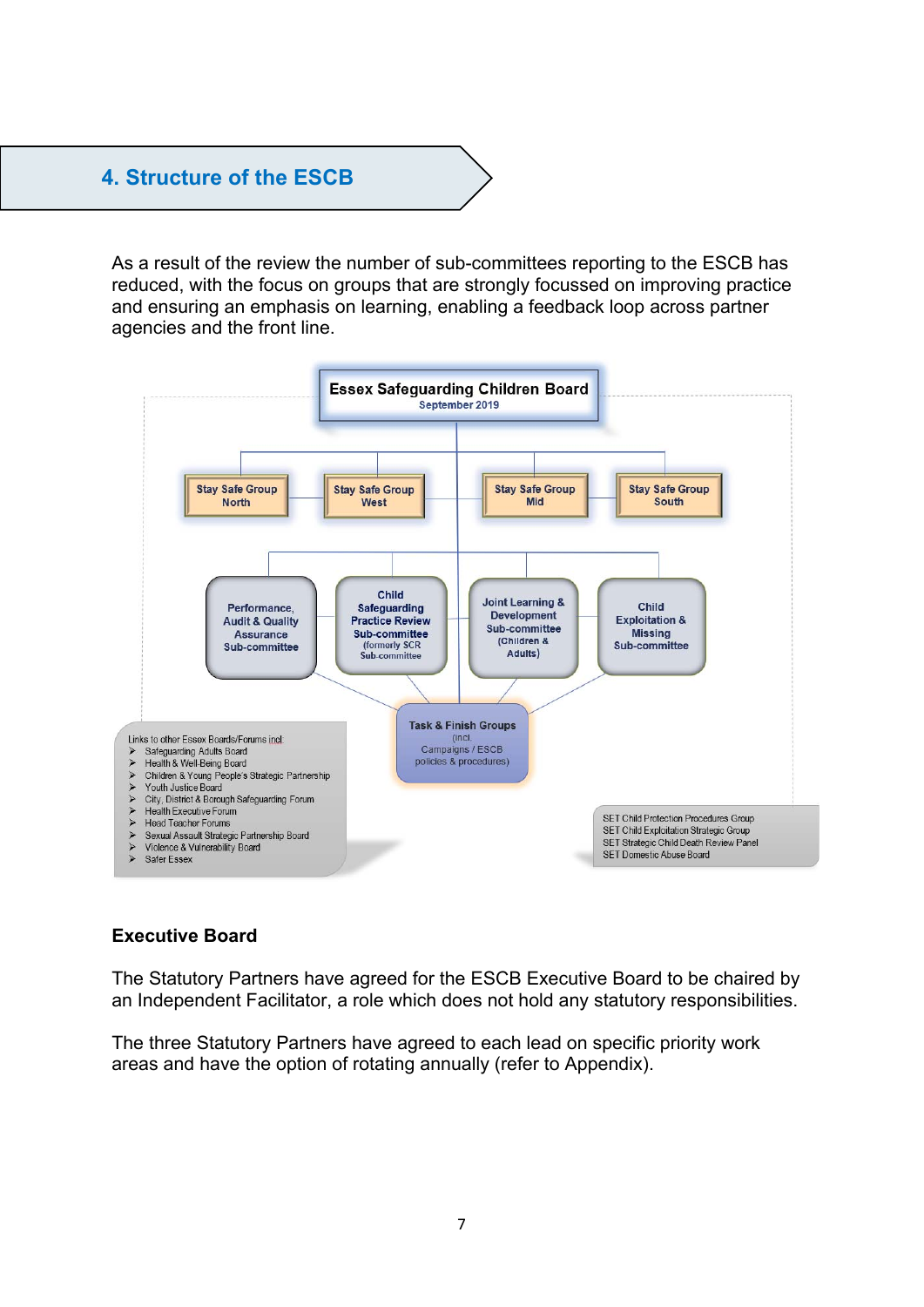## 4. Structure of the ESCB

As a result of the review the number of sub-committees reporting to the ESCB has reduced, with the focus on groups that are strongly focussed on improving practice and ensuring an emphasis on learning, enabling a feedback loop across partner agencies and the front line.

**Essex Safeguarding Children Board**
September 2019

- Stay Safe Group North
- Stay Safe Group West
- Stay Safe Group Mid
- Stay Safe Group South

- Performance, Audit & Quality Assurance Sub-committee
- Child Safeguarding Practice Review Sub-committee (formerly SCR Sub-committee)
- Joint Learning & Development Sub-committee (Children & Adults)
- Child Exploitation & Missing Sub-committee

Task & Finish Groups (incl. Campaigns / ESCB policies & procedures)

Links to other Essex Boards/Forums incl:

- Safeguarding Adults Board
- Health & Well-Being Board
- Children & Young People's Strategic Partnership
- Youth Justice Board
- City, District & Borough Safeguarding Forum
- Health Executive Forum
- Head Teacher Forums
- Sexual Assault Strategic Partnership Board
- Violence & Vulnerability Board
- Safer Essex

SET Child Protection Procedures Group
SET Child Exploitation Strategic Group
SET Strategic Child Death Review Panel
SET Domestic Abuse Board

### Executive Board

The Statutory Partners have agreed for the ESCB Executive Board to be chaired by an Independent Facilitator, a role which does not hold any statutory responsibilities.

The three Statutory Partners have agreed to each lead on specific priority work areas and have the option of rotating annually (refer to Appendix).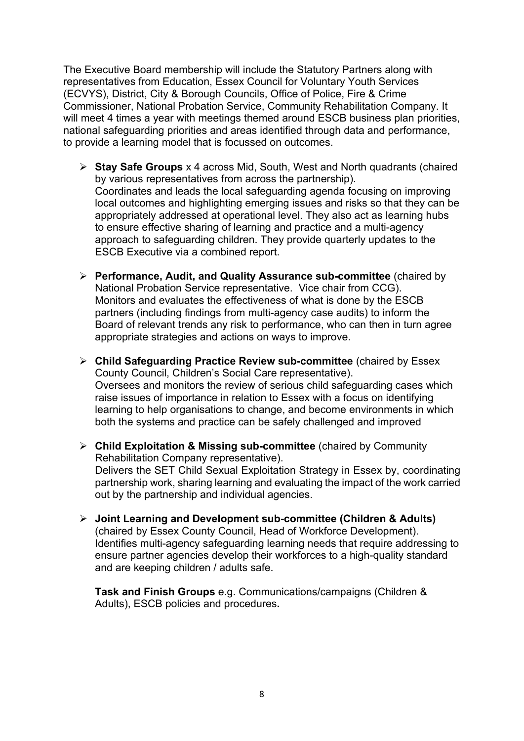The Executive Board membership will include the Statutory Partners along with representatives from Education, Essex Council for Voluntary Youth Services (ECVYS), District, City & Borough Councils, Office of Police, Fire & Crime Commissioner, National Probation Service, Community Rehabilitation Company. It will meet 4 times a year with meetings themed around ESCB business plan priorities, national safeguarding priorities and areas identified through data and performance, to provide a learning model that is focussed on outcomes.

- **Stay Safe Groups** x 4 across Mid, South, West and North quadrants (chaired by various representatives from across the partnership).
  Coordinates and leads the local safeguarding agenda focusing on improving local outcomes and highlighting emerging issues and risks so that they can be appropriately addressed at operational level. They also act as learning hubs to ensure effective sharing of learning and practice and a multi-agency approach to safeguarding children. They provide quarterly updates to the ESCB Executive via a combined report.

- **Performance, Audit, and Quality Assurance sub-committee** (chaired by National Probation Service representative. Vice chair from CCG).
  Monitors and evaluates the effectiveness of what is done by the ESCB partners (including findings from multi-agency case audits) to inform the Board of relevant trends any risk to performance, who can then in turn agree appropriate strategies and actions on ways to improve.

- **Child Safeguarding Practice Review sub-committee** (chaired by Essex County Council, Children's Social Care representative).
  Oversees and monitors the review of serious child safeguarding cases which raise issues of importance in relation to Essex with a focus on identifying learning to help organisations to change, and become environments in which both the systems and practice can be safely challenged and improved

- **Child Exploitation & Missing sub-committee** (chaired by Community Rehabilitation Company representative).
  Delivers the SET Child Sexual Exploitation Strategy in Essex by, coordinating partnership work, sharing learning and evaluating the impact of the work carried out by the partnership and individual agencies.

- **Joint Learning and Development sub-committee (Children & Adults)** (chaired by Essex County Council, Head of Workforce Development).
  Identifies multi-agency safeguarding learning needs that require addressing to ensure partner agencies develop their workforces to a high-quality standard and are keeping children / adults safe.

  **Task and Finish Groups** e.g. Communications/campaigns (Children & Adults), ESCB policies and procedures**.**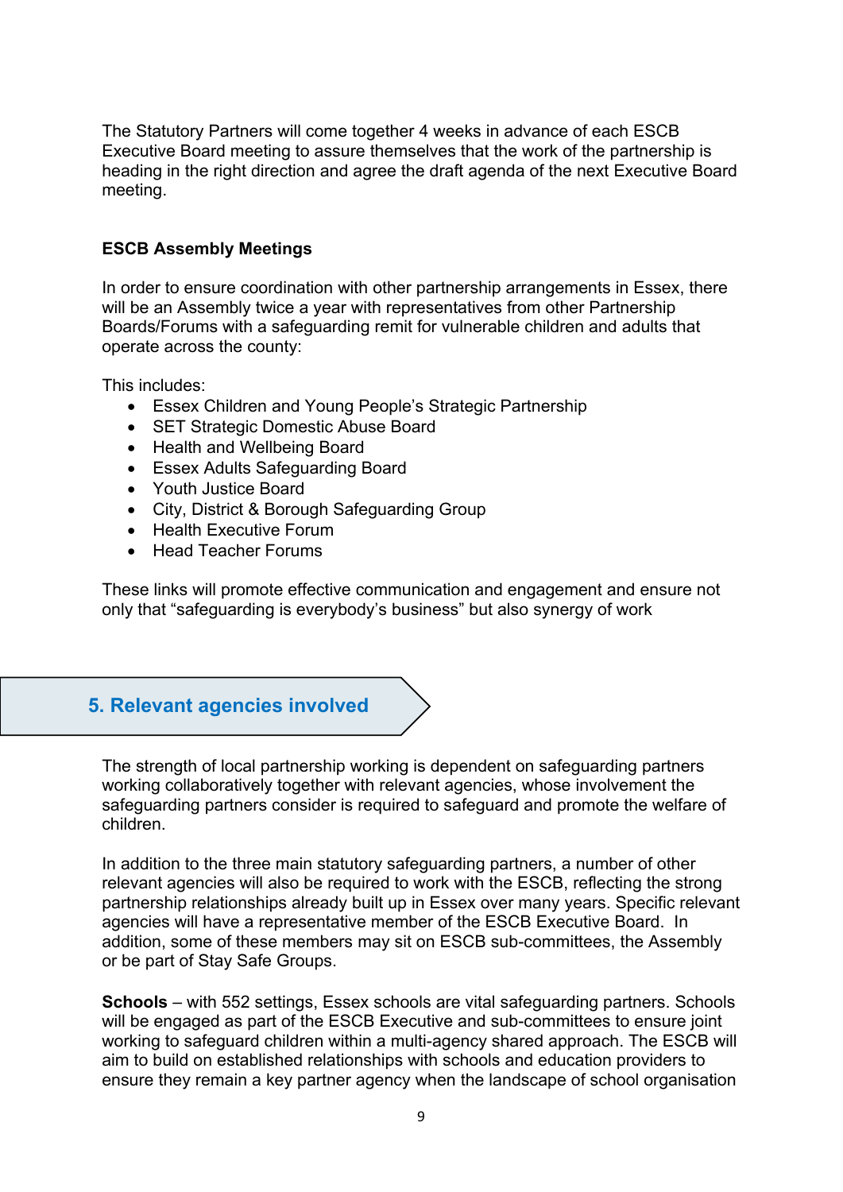The Statutory Partners will come together 4 weeks in advance of each ESCB Executive Board meeting to assure themselves that the work of the partnership is heading in the right direction and agree the draft agenda of the next Executive Board meeting.

**ESCB Assembly Meetings**

In order to ensure coordination with other partnership arrangements in Essex, there will be an Assembly twice a year with representatives from other Partnership Boards/Forums with a safeguarding remit for vulnerable children and adults that operate across the county:

This includes:

- Essex Children and Young People's Strategic Partnership
- SET Strategic Domestic Abuse Board
- Health and Wellbeing Board
- Essex Adults Safeguarding Board
- Youth Justice Board
- City, District & Borough Safeguarding Group
- Health Executive Forum
- Head Teacher Forums

These links will promote effective communication and engagement and ensure not only that "safeguarding is everybody's business" but also synergy of work

## 5. Relevant agencies involved

The strength of local partnership working is dependent on safeguarding partners working collaboratively together with relevant agencies, whose involvement the safeguarding partners consider is required to safeguard and promote the welfare of children.

In addition to the three main statutory safeguarding partners, a number of other relevant agencies will also be required to work with the ESCB, reflecting the strong partnership relationships already built up in Essex over many years. Specific relevant agencies will have a representative member of the ESCB Executive Board. In addition, some of these members may sit on ESCB sub-committees, the Assembly or be part of Stay Safe Groups.

**Schools** – with 552 settings, Essex schools are vital safeguarding partners. Schools will be engaged as part of the ESCB Executive and sub-committees to ensure joint working to safeguard children within a multi-agency shared approach. The ESCB will aim to build on established relationships with schools and education providers to ensure they remain a key partner agency when the landscape of school organisation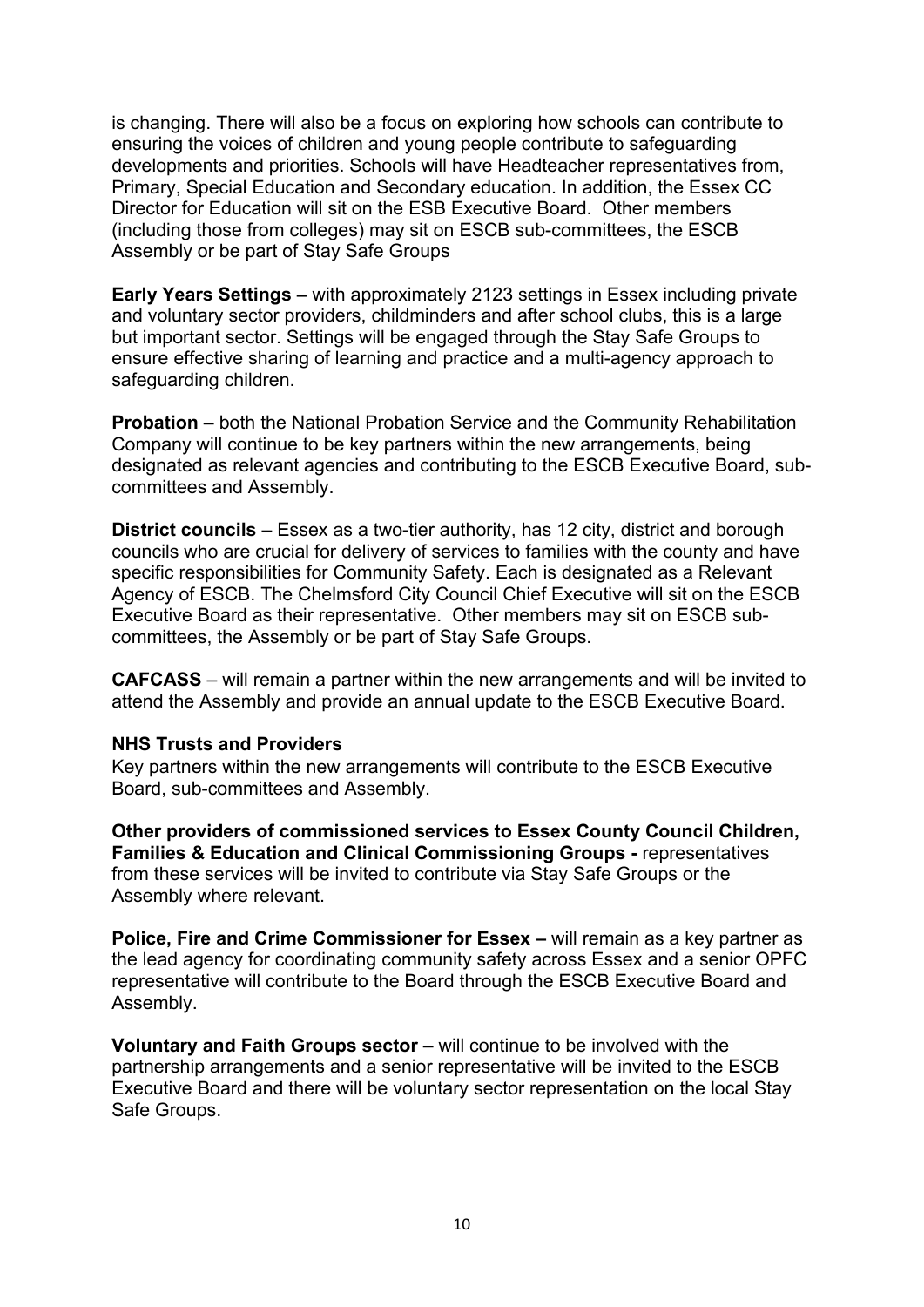is changing. There will also be a focus on exploring how schools can contribute to ensuring the voices of children and young people contribute to safeguarding developments and priorities. Schools will have Headteacher representatives from, Primary, Special Education and Secondary education. In addition, the Essex CC Director for Education will sit on the ESB Executive Board. Other members (including those from colleges) may sit on ESCB sub-committees, the ESCB Assembly or be part of Stay Safe Groups

**Early Years Settings –** with approximately 2123 settings in Essex including private and voluntary sector providers, childminders and after school clubs, this is a large but important sector. Settings will be engaged through the Stay Safe Groups to ensure effective sharing of learning and practice and a multi-agency approach to safeguarding children.

**Probation** – both the National Probation Service and the Community Rehabilitation Company will continue to be key partners within the new arrangements, being designated as relevant agencies and contributing to the ESCB Executive Board, sub-committees and Assembly.

**District councils** – Essex as a two-tier authority, has 12 city, district and borough councils who are crucial for delivery of services to families with the county and have specific responsibilities for Community Safety. Each is designated as a Relevant Agency of ESCB. The Chelmsford City Council Chief Executive will sit on the ESCB Executive Board as their representative. Other members may sit on ESCB sub-committees, the Assembly or be part of Stay Safe Groups.

**CAFCASS** – will remain a partner within the new arrangements and will be invited to attend the Assembly and provide an annual update to the ESCB Executive Board.

**NHS Trusts and Providers**
Key partners within the new arrangements will contribute to the ESCB Executive Board, sub-committees and Assembly.

**Other providers of commissioned services to Essex County Council Children, Families & Education and Clinical Commissioning Groups -** representatives from these services will be invited to contribute via Stay Safe Groups or the Assembly where relevant.

**Police, Fire and Crime Commissioner for Essex –** will remain as a key partner as the lead agency for coordinating community safety across Essex and a senior OPFC representative will contribute to the Board through the ESCB Executive Board and Assembly.

**Voluntary and Faith Groups sector** – will continue to be involved with the partnership arrangements and a senior representative will be invited to the ESCB Executive Board and there will be voluntary sector representation on the local Stay Safe Groups.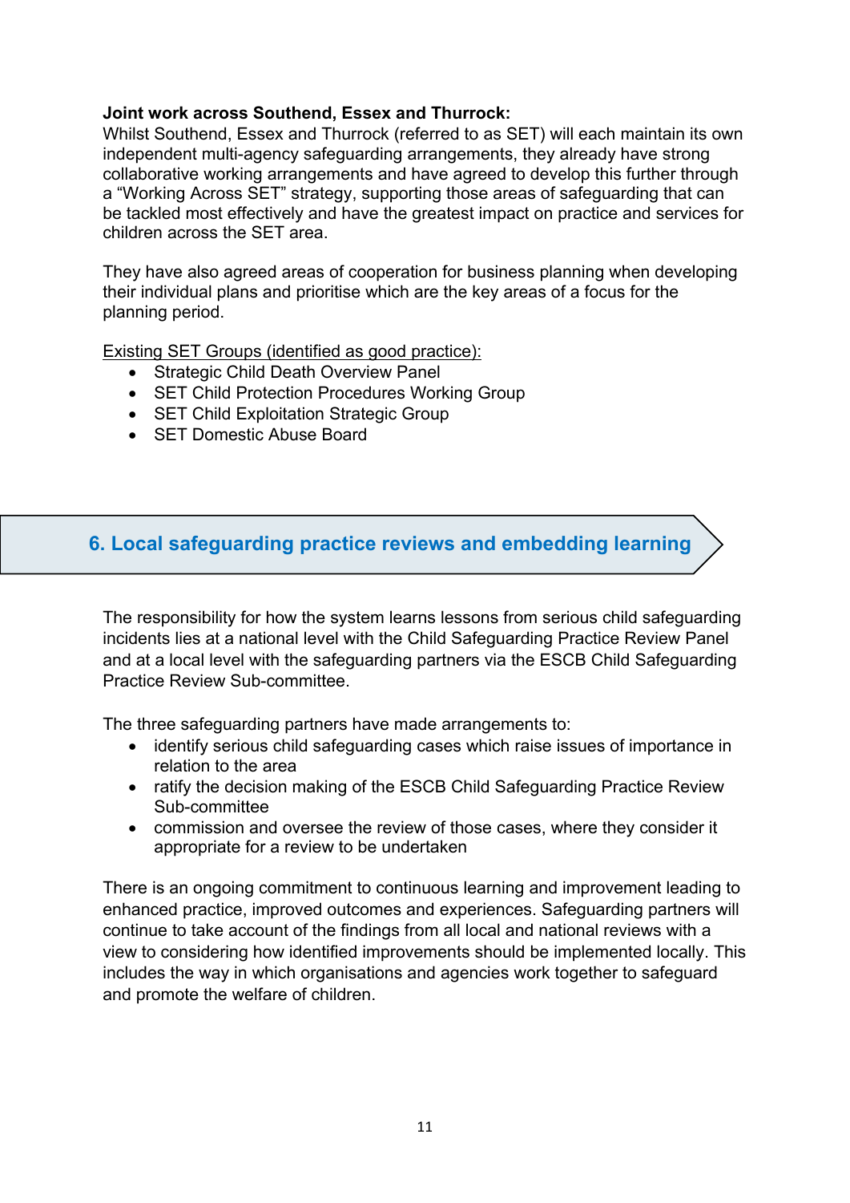**Joint work across Southend, Essex and Thurrock:**
Whilst Southend, Essex and Thurrock (referred to as SET) will each maintain its own independent multi-agency safeguarding arrangements, they already have strong collaborative working arrangements and have agreed to develop this further through a "Working Across SET" strategy, supporting those areas of safeguarding that can be tackled most effectively and have the greatest impact on practice and services for children across the SET area.

They have also agreed areas of cooperation for business planning when developing their individual plans and prioritise which are the key areas of a focus for the planning period.

Existing SET Groups (identified as good practice):

- Strategic Child Death Overview Panel
- SET Child Protection Procedures Working Group
- SET Child Exploitation Strategic Group
- SET Domestic Abuse Board

## 6. Local safeguarding practice reviews and embedding learning

The responsibility for how the system learns lessons from serious child safeguarding incidents lies at a national level with the Child Safeguarding Practice Review Panel and at a local level with the safeguarding partners via the ESCB Child Safeguarding Practice Review Sub-committee.

The three safeguarding partners have made arrangements to:

- identify serious child safeguarding cases which raise issues of importance in relation to the area
- ratify the decision making of the ESCB Child Safeguarding Practice Review Sub-committee
- commission and oversee the review of those cases, where they consider it appropriate for a review to be undertaken

There is an ongoing commitment to continuous learning and improvement leading to enhanced practice, improved outcomes and experiences. Safeguarding partners will continue to take account of the findings from all local and national reviews with a view to considering how identified improvements should be implemented locally. This includes the way in which organisations and agencies work together to safeguard and promote the welfare of children.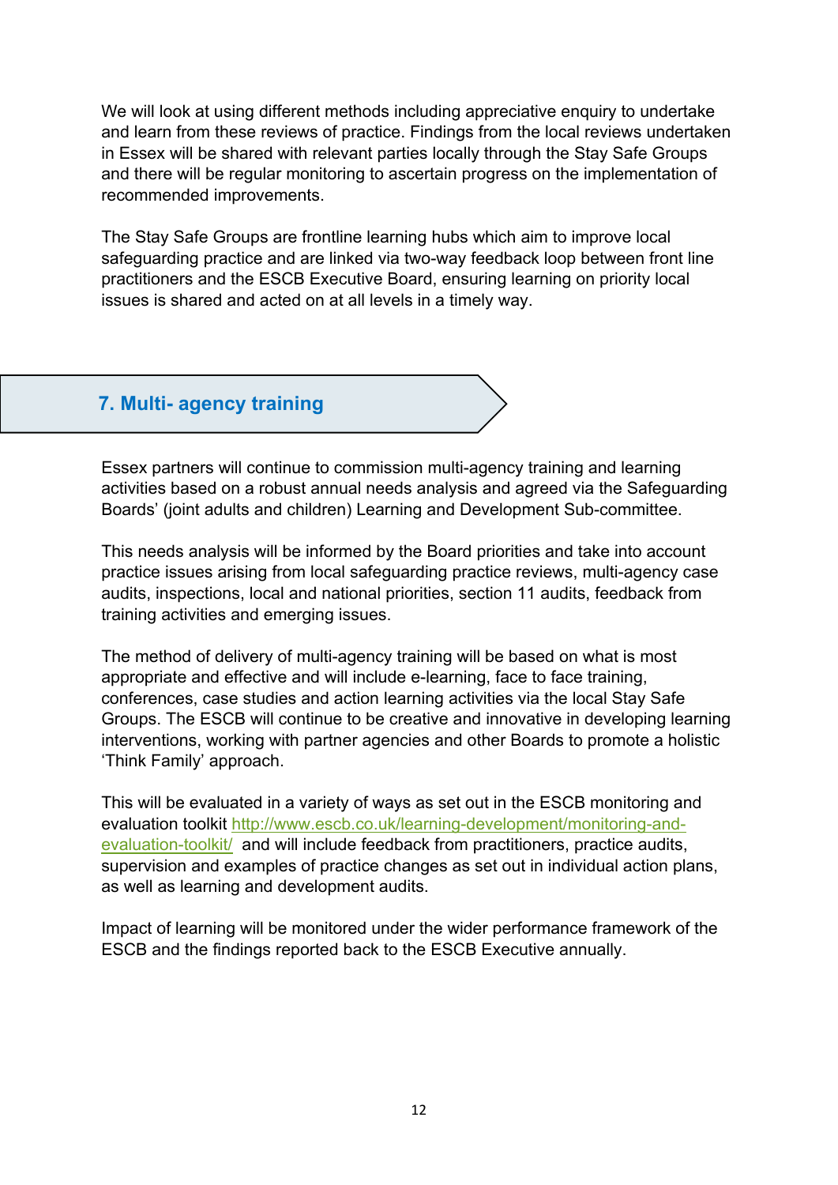We will look at using different methods including appreciative enquiry to undertake and learn from these reviews of practice. Findings from the local reviews undertaken in Essex will be shared with relevant parties locally through the Stay Safe Groups and there will be regular monitoring to ascertain progress on the implementation of recommended improvements.

The Stay Safe Groups are frontline learning hubs which aim to improve local safeguarding practice and are linked via two-way feedback loop between front line practitioners and the ESCB Executive Board, ensuring learning on priority local issues is shared and acted on at all levels in a timely way.

## 7. Multi- agency training

Essex partners will continue to commission multi-agency training and learning activities based on a robust annual needs analysis and agreed via the Safeguarding Boards' (joint adults and children) Learning and Development Sub-committee.

This needs analysis will be informed by the Board priorities and take into account practice issues arising from local safeguarding practice reviews, multi-agency case audits, inspections, local and national priorities, section 11 audits, feedback from training activities and emerging issues.

The method of delivery of multi-agency training will be based on what is most appropriate and effective and will include e-learning, face to face training, conferences, case studies and action learning activities via the local Stay Safe Groups. The ESCB will continue to be creative and innovative in developing learning interventions, working with partner agencies and other Boards to promote a holistic 'Think Family' approach.

This will be evaluated in a variety of ways as set out in the ESCB monitoring and evaluation toolkit http://www.escb.co.uk/learning-development/monitoring-and-evaluation-toolkit/ and will include feedback from practitioners, practice audits, supervision and examples of practice changes as set out in individual action plans, as well as learning and development audits.

Impact of learning will be monitored under the wider performance framework of the ESCB and the findings reported back to the ESCB Executive annually.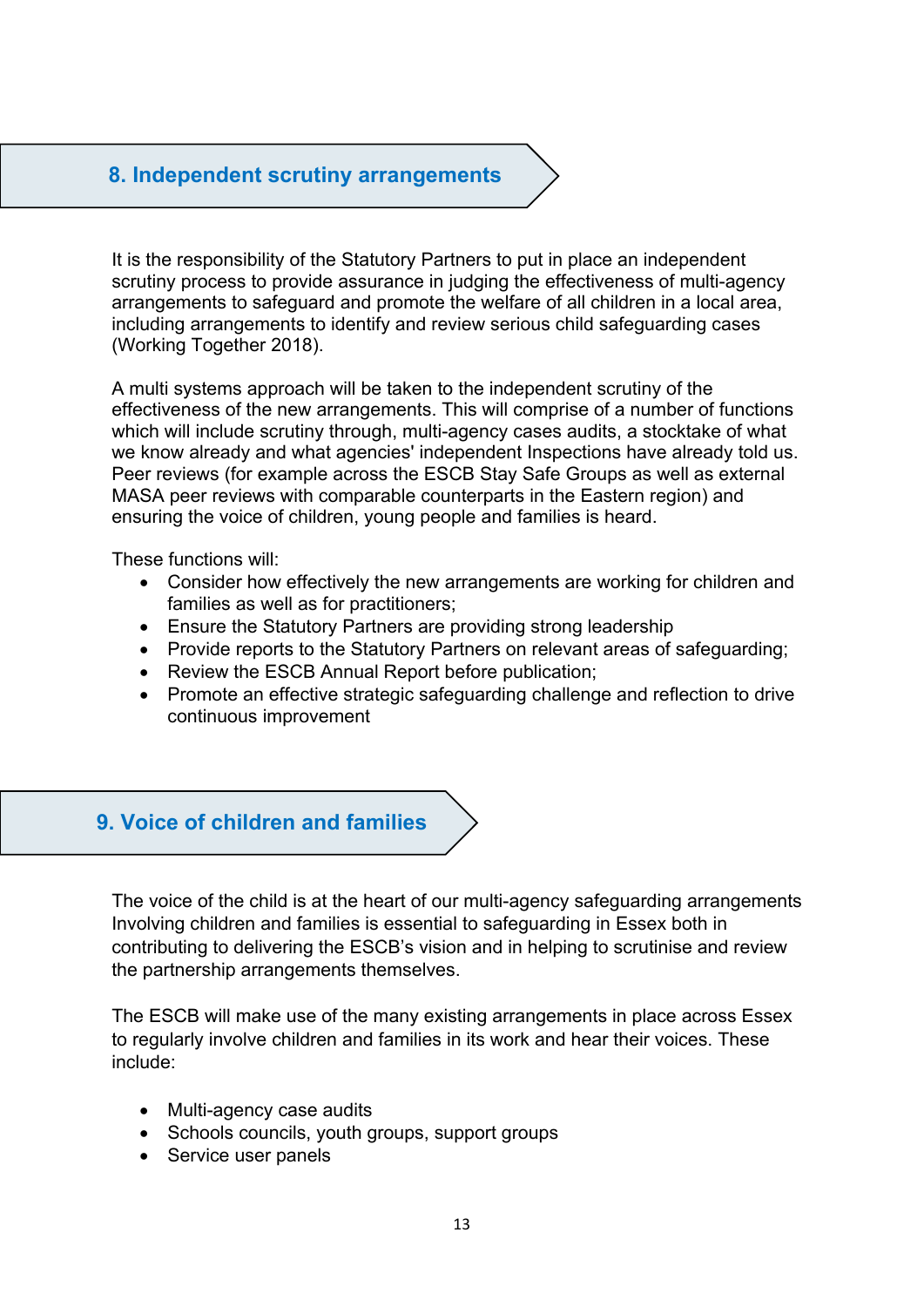## 8. Independent scrutiny arrangements

It is the responsibility of the Statutory Partners to put in place an independent scrutiny process to provide assurance in judging the effectiveness of multi-agency arrangements to safeguard and promote the welfare of all children in a local area, including arrangements to identify and review serious child safeguarding cases (Working Together 2018).

A multi systems approach will be taken to the independent scrutiny of the effectiveness of the new arrangements. This will comprise of a number of functions which will include scrutiny through, multi-agency cases audits, a stocktake of what we know already and what agencies' independent Inspections have already told us. Peer reviews (for example across the ESCB Stay Safe Groups as well as external MASA peer reviews with comparable counterparts in the Eastern region) and ensuring the voice of children, young people and families is heard.

These functions will:

- Consider how effectively the new arrangements are working for children and families as well as for practitioners;
- Ensure the Statutory Partners are providing strong leadership
- Provide reports to the Statutory Partners on relevant areas of safeguarding;
- Review the ESCB Annual Report before publication;
- Promote an effective strategic safeguarding challenge and reflection to drive continuous improvement

## 9. Voice of children and families

The voice of the child is at the heart of our multi-agency safeguarding arrangements Involving children and families is essential to safeguarding in Essex both in contributing to delivering the ESCB's vision and in helping to scrutinise and review the partnership arrangements themselves.

The ESCB will make use of the many existing arrangements in place across Essex to regularly involve children and families in its work and hear their voices. These include:

- Multi-agency case audits
- Schools councils, youth groups, support groups
- Service user panels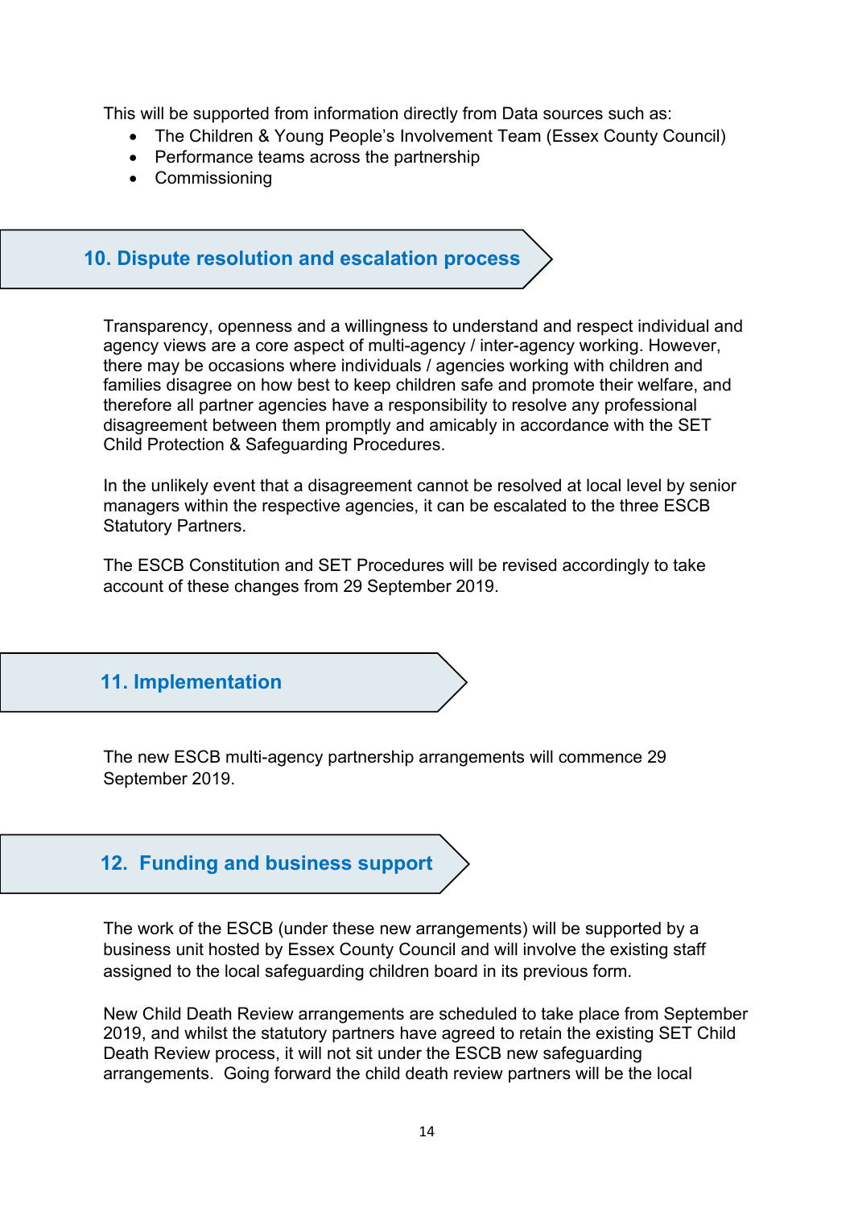This will be supported from information directly from Data sources such as:

- The Children & Young People's Involvement Team (Essex County Council)
- Performance teams across the partnership
- Commissioning

## 10. Dispute resolution and escalation process

Transparency, openness and a willingness to understand and respect individual and agency views are a core aspect of multi-agency / inter-agency working. However, there may be occasions where individuals / agencies working with children and families disagree on how best to keep children safe and promote their welfare, and therefore all partner agencies have a responsibility to resolve any professional disagreement between them promptly and amicably in accordance with the SET Child Protection & Safeguarding Procedures.

In the unlikely event that a disagreement cannot be resolved at local level by senior managers within the respective agencies, it can be escalated to the three ESCB Statutory Partners.

The ESCB Constitution and SET Procedures will be revised accordingly to take account of these changes from 29 September 2019.

## 11. Implementation

The new ESCB multi-agency partnership arrangements will commence 29 September 2019.

## 12. Funding and business support

The work of the ESCB (under these new arrangements) will be supported by a business unit hosted by Essex County Council and will involve the existing staff assigned to the local safeguarding children board in its previous form.

New Child Death Review arrangements are scheduled to take place from September 2019, and whilst the statutory partners have agreed to retain the existing SET Child Death Review process, it will not sit under the ESCB new safeguarding arrangements. Going forward the child death review partners will be the local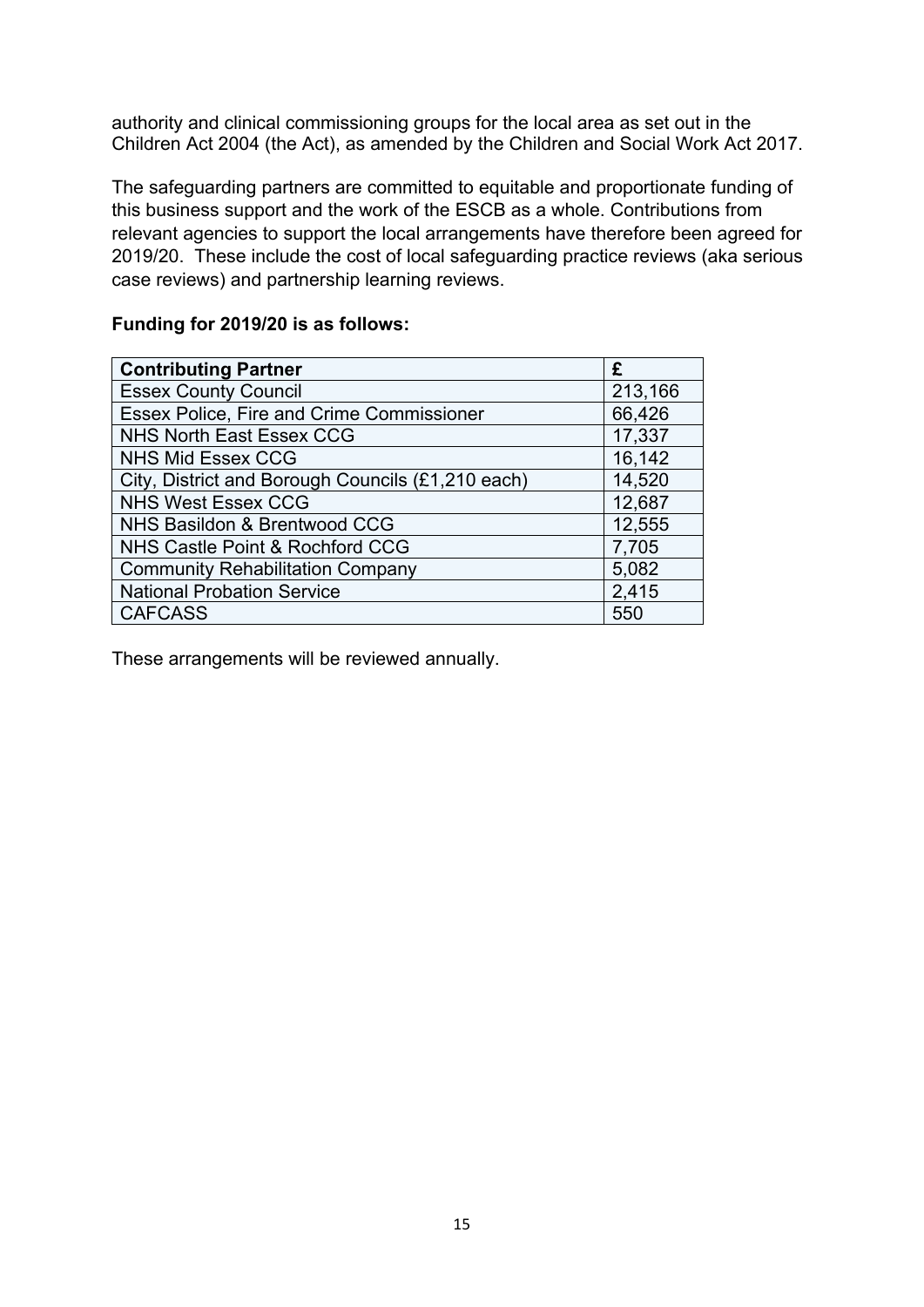authority and clinical commissioning groups for the local area as set out in the Children Act 2004 (the Act), as amended by the Children and Social Work Act 2017.

The safeguarding partners are committed to equitable and proportionate funding of this business support and the work of the ESCB as a whole. Contributions from relevant agencies to support the local arrangements have therefore been agreed for 2019/20. These include the cost of local safeguarding practice reviews (aka serious case reviews) and partnership learning reviews.

**Funding for 2019/20 is as follows:**

| Contributing Partner | £ |
|---|---|
| Essex County Council | 213,166 |
| Essex Police, Fire and Crime Commissioner | 66,426 |
| NHS North East Essex CCG | 17,337 |
| NHS Mid Essex CCG | 16,142 |
| City, District and Borough Councils (£1,210 each) | 14,520 |
| NHS West Essex CCG | 12,687 |
| NHS Basildon & Brentwood CCG | 12,555 |
| NHS Castle Point & Rochford CCG | 7,705 |
| Community Rehabilitation Company | 5,082 |
| National Probation Service | 2,415 |
| CAFCASS | 550 |

These arrangements will be reviewed annually.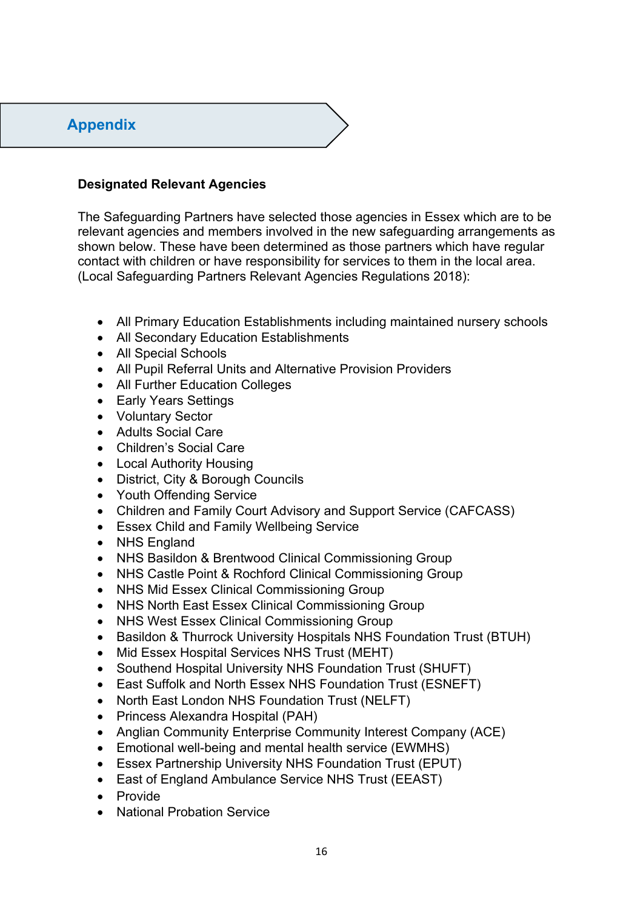# Appendix

**Designated Relevant Agencies**

The Safeguarding Partners have selected those agencies in Essex which are to be relevant agencies and members involved in the new safeguarding arrangements as shown below. These have been determined as those partners which have regular contact with children or have responsibility for services to them in the local area. (Local Safeguarding Partners Relevant Agencies Regulations 2018):

- All Primary Education Establishments including maintained nursery schools
- All Secondary Education Establishments
- All Special Schools
- All Pupil Referral Units and Alternative Provision Providers
- All Further Education Colleges
- Early Years Settings
- Voluntary Sector
- Adults Social Care
- Children's Social Care
- Local Authority Housing
- District, City & Borough Councils
- Youth Offending Service
- Children and Family Court Advisory and Support Service (CAFCASS)
- Essex Child and Family Wellbeing Service
- NHS England
- NHS Basildon & Brentwood Clinical Commissioning Group
- NHS Castle Point & Rochford Clinical Commissioning Group
- NHS Mid Essex Clinical Commissioning Group
- NHS North East Essex Clinical Commissioning Group
- NHS West Essex Clinical Commissioning Group
- Basildon & Thurrock University Hospitals NHS Foundation Trust (BTUH)
- Mid Essex Hospital Services NHS Trust (MEHT)
- Southend Hospital University NHS Foundation Trust (SHUFT)
- East Suffolk and North Essex NHS Foundation Trust (ESNEFT)
- North East London NHS Foundation Trust (NELFT)
- Princess Alexandra Hospital (PAH)
- Anglian Community Enterprise Community Interest Company (ACE)
- Emotional well-being and mental health service (EWMHS)
- Essex Partnership University NHS Foundation Trust (EPUT)
- East of England Ambulance Service NHS Trust (EEAST)
- Provide
- National Probation Service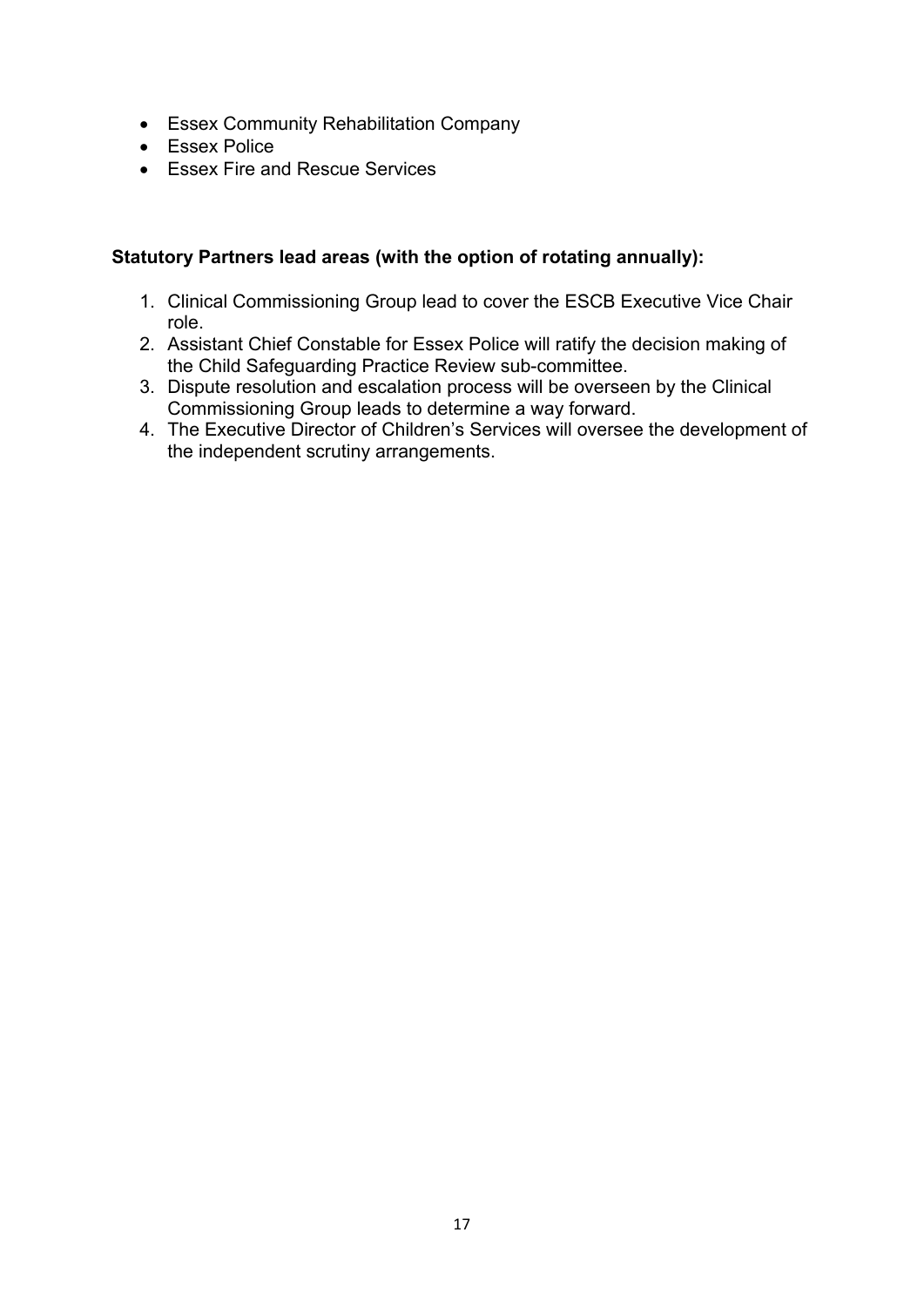- Essex Community Rehabilitation Company
- Essex Police
- Essex Fire and Rescue Services

**Statutory Partners lead areas (with the option of rotating annually):**

1. Clinical Commissioning Group lead to cover the ESCB Executive Vice Chair role.
2. Assistant Chief Constable for Essex Police will ratify the decision making of the Child Safeguarding Practice Review sub-committee.
3. Dispute resolution and escalation process will be overseen by the Clinical Commissioning Group leads to determine a way forward.
4. The Executive Director of Children's Services will oversee the development of the independent scrutiny arrangements.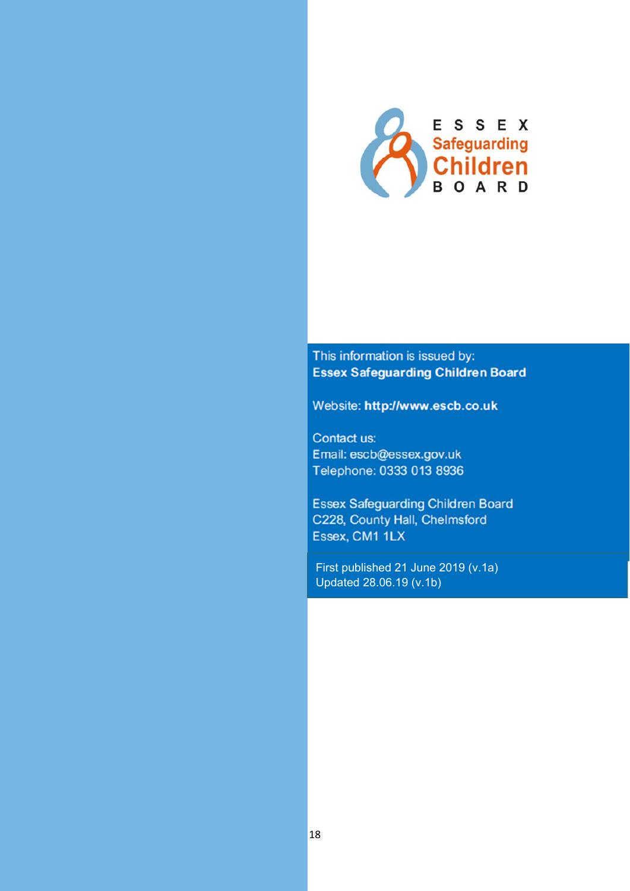ESSEX
Safeguarding
Children
BOARD

This information is issued by:
**Essex Safeguarding Children Board**

Website: **http://www.escb.co.uk**

Contact us:
Email: escb@essex.gov.uk
Telephone: 0333 013 8936

Essex Safeguarding Children Board
C228, County Hall, Chelmsford
Essex, CM1 1LX

First published 21 June 2019 (v.1a)
Updated 28.06.19 (v.1b)